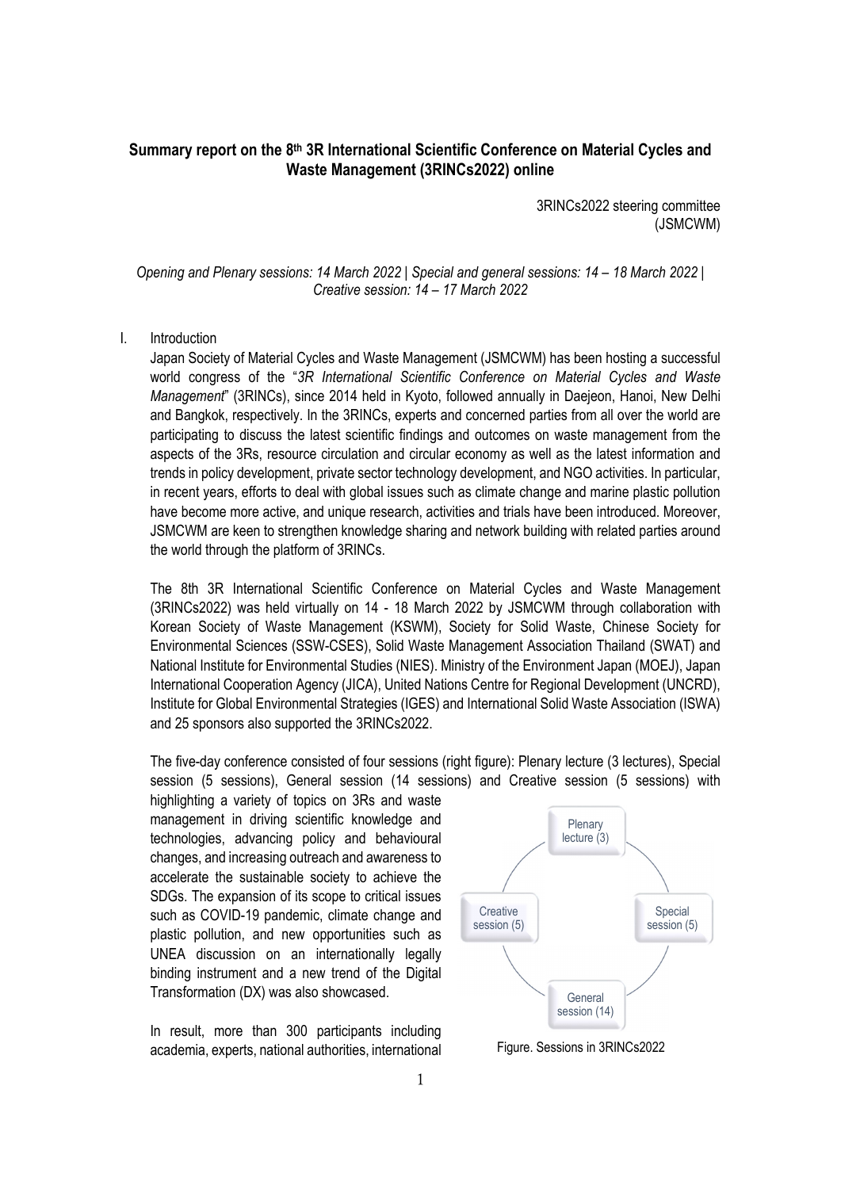# Summary report on the 8th 3R International Scientific Conference on Material Cycles and Waste Management (3RINCs2022) online

3RINCs2022 steering committee
(JSMCWM)

*Opening and Plenary sessions: 14 March 2022 | Special and general sessions: 14 – 18 March 2022 | Creative session: 14 – 17 March 2022*

## I. Introduction

Japan Society of Material Cycles and Waste Management (JSMCWM) has been hosting a successful world congress of the "*3R International Scientific Conference on Material Cycles and Waste Management*" (3RINCs), since 2014 held in Kyoto, followed annually in Daejeon, Hanoi, New Delhi and Bangkok, respectively. In the 3RINCs, experts and concerned parties from all over the world are participating to discuss the latest scientific findings and outcomes on waste management from the aspects of the 3Rs, resource circulation and circular economy as well as the latest information and trends in policy development, private sector technology development, and NGO activities. In particular, in recent years, efforts to deal with global issues such as climate change and marine plastic pollution have become more active, and unique research, activities and trials have been introduced. Moreover, JSMCWM are keen to strengthen knowledge sharing and network building with related parties around the world through the platform of 3RINCs.

The 8th 3R International Scientific Conference on Material Cycles and Waste Management (3RINCs2022) was held virtually on 14 - 18 March 2022 by JSMCWM through collaboration with Korean Society of Waste Management (KSWM), Society for Solid Waste, Chinese Society for Environmental Sciences (SSW-CSES), Solid Waste Management Association Thailand (SWAT) and National Institute for Environmental Studies (NIES). Ministry of the Environment Japan (MOEJ), Japan International Cooperation Agency (JICA), United Nations Centre for Regional Development (UNCRD), Institute for Global Environmental Strategies (IGES) and International Solid Waste Association (ISWA) and 25 sponsors also supported the 3RINCs2022.

The five-day conference consisted of four sessions (right figure): Plenary lecture (3 lectures), Special session (5 sessions), General session (14 sessions) and Creative session (5 sessions) with highlighting a variety of topics on 3Rs and waste management in driving scientific knowledge and technologies, advancing policy and behavioural changes, and increasing outreach and awareness to accelerate the sustainable society to achieve the SDGs. The expansion of its scope to critical issues such as COVID-19 pandemic, climate change and plastic pollution, and new opportunities such as UNEA discussion on an internationally legally binding instrument and a new trend of the Digital Transformation (DX) was also showcased.

Plenary lecture (3)

Special session (5)

General session (14)

Creative session (5)

Figure. Sessions in 3RINCs2022

In result, more than 300 participants including academia, experts, national authorities, international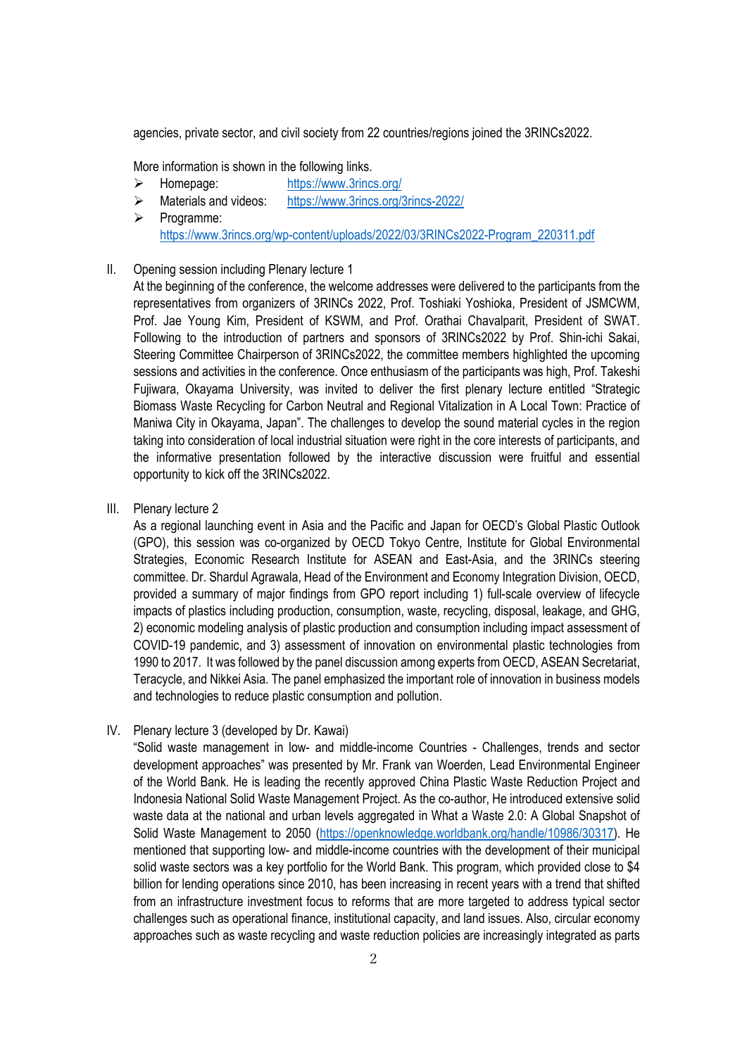agencies, private sector, and civil society from 22 countries/regions joined the 3RINCs2022.

More information is shown in the following links.

- Homepage: https://www.3rincs.org/
- Materials and videos: https://www.3rincs.org/3rincs-2022/
- Programme: https://www.3rincs.org/wp-content/uploads/2022/03/3RINCs2022-Program_220311.pdf

## II. Opening session including Plenary lecture 1

At the beginning of the conference, the welcome addresses were delivered to the participants from the representatives from organizers of 3RINCs 2022, Prof. Toshiaki Yoshioka, President of JSMCWM, Prof. Jae Young Kim, President of KSWM, and Prof. Orathai Chavalparit, President of SWAT. Following to the introduction of partners and sponsors of 3RINCs2022 by Prof. Shin-ichi Sakai, Steering Committee Chairperson of 3RINCs2022, the committee members highlighted the upcoming sessions and activities in the conference. Once enthusiasm of the participants was high, Prof. Takeshi Fujiwara, Okayama University, was invited to deliver the first plenary lecture entitled "Strategic Biomass Waste Recycling for Carbon Neutral and Regional Vitalization in A Local Town: Practice of Maniwa City in Okayama, Japan". The challenges to develop the sound material cycles in the region taking into consideration of local industrial situation were right in the core interests of participants, and the informative presentation followed by the interactive discussion were fruitful and essential opportunity to kick off the 3RINCs2022.

## III. Plenary lecture 2

As a regional launching event in Asia and the Pacific and Japan for OECD's Global Plastic Outlook (GPO), this session was co-organized by OECD Tokyo Centre, Institute for Global Environmental Strategies, Economic Research Institute for ASEAN and East-Asia, and the 3RINCs steering committee. Dr. Shardul Agrawala, Head of the Environment and Economy Integration Division, OECD, provided a summary of major findings from GPO report including 1) full-scale overview of lifecycle impacts of plastics including production, consumption, waste, recycling, disposal, leakage, and GHG, 2) economic modeling analysis of plastic production and consumption including impact assessment of COVID-19 pandemic, and 3) assessment of innovation on environmental plastic technologies from 1990 to 2017. It was followed by the panel discussion among experts from OECD, ASEAN Secretariat, Teracycle, and Nikkei Asia. The panel emphasized the important role of innovation in business models and technologies to reduce plastic consumption and pollution.

## IV. Plenary lecture 3 (developed by Dr. Kawai)

"Solid waste management in low- and middle-income Countries - Challenges, trends and sector development approaches" was presented by Mr. Frank van Woerden, Lead Environmental Engineer of the World Bank. He is leading the recently approved China Plastic Waste Reduction Project and Indonesia National Solid Waste Management Project. As the co-author, He introduced extensive solid waste data at the national and urban levels aggregated in What a Waste 2.0: A Global Snapshot of Solid Waste Management to 2050 (https://openknowledge.worldbank.org/handle/10986/30317). He mentioned that supporting low- and middle-income countries with the development of their municipal solid waste sectors was a key portfolio for the World Bank. This program, which provided close to $4 billion for lending operations since 2010, has been increasing in recent years with a trend that shifted from an infrastructure investment focus to reforms that are more targeted to address typical sector challenges such as operational finance, institutional capacity, and land issues. Also, circular economy approaches such as waste recycling and waste reduction policies are increasingly integrated as parts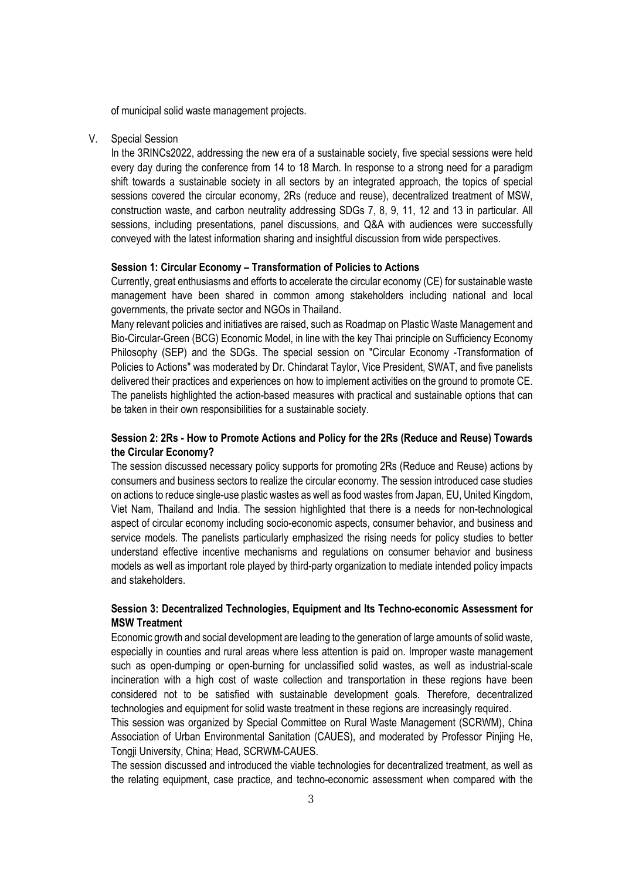of municipal solid waste management projects.

V. Special Session

In the 3RINCs2022, addressing the new era of a sustainable society, five special sessions were held every day during the conference from 14 to 18 March. In response to a strong need for a paradigm shift towards a sustainable society in all sectors by an integrated approach, the topics of special sessions covered the circular economy, 2Rs (reduce and reuse), decentralized treatment of MSW, construction waste, and carbon neutrality addressing SDGs 7, 8, 9, 11, 12 and 13 in particular. All sessions, including presentations, panel discussions, and Q&A with audiences were successfully conveyed with the latest information sharing and insightful discussion from wide perspectives.

**Session 1: Circular Economy – Transformation of Policies to Actions**

Currently, great enthusiasms and efforts to accelerate the circular economy (CE) for sustainable waste management have been shared in common among stakeholders including national and local governments, the private sector and NGOs in Thailand.

Many relevant policies and initiatives are raised, such as Roadmap on Plastic Waste Management and Bio-Circular-Green (BCG) Economic Model, in line with the key Thai principle on Sufficiency Economy Philosophy (SEP) and the SDGs. The special session on "Circular Economy -Transformation of Policies to Actions" was moderated by Dr. Chindarat Taylor, Vice President, SWAT, and five panelists delivered their practices and experiences on how to implement activities on the ground to promote CE. The panelists highlighted the action-based measures with practical and sustainable options that can be taken in their own responsibilities for a sustainable society.

**Session 2: 2Rs - How to Promote Actions and Policy for the 2Rs (Reduce and Reuse) Towards the Circular Economy?**

The session discussed necessary policy supports for promoting 2Rs (Reduce and Reuse) actions by consumers and business sectors to realize the circular economy. The session introduced case studies on actions to reduce single-use plastic wastes as well as food wastes from Japan, EU, United Kingdom, Viet Nam, Thailand and India. The session highlighted that there is a needs for non-technological aspect of circular economy including socio-economic aspects, consumer behavior, and business and service models. The panelists particularly emphasized the rising needs for policy studies to better understand effective incentive mechanisms and regulations on consumer behavior and business models as well as important role played by third-party organization to mediate intended policy impacts and stakeholders.

**Session 3: Decentralized Technologies, Equipment and Its Techno-economic Assessment for MSW Treatment**

Economic growth and social development are leading to the generation of large amounts of solid waste, especially in counties and rural areas where less attention is paid on. Improper waste management such as open-dumping or open-burning for unclassified solid wastes, as well as industrial-scale incineration with a high cost of waste collection and transportation in these regions have been considered not to be satisfied with sustainable development goals. Therefore, decentralized technologies and equipment for solid waste treatment in these regions are increasingly required.

This session was organized by Special Committee on Rural Waste Management (SCRWM), China Association of Urban Environmental Sanitation (CAUES), and moderated by Professor Pinjing He, Tongji University, China; Head, SCRWM-CAUES.

The session discussed and introduced the viable technologies for decentralized treatment, as well as the relating equipment, case practice, and techno-economic assessment when compared with the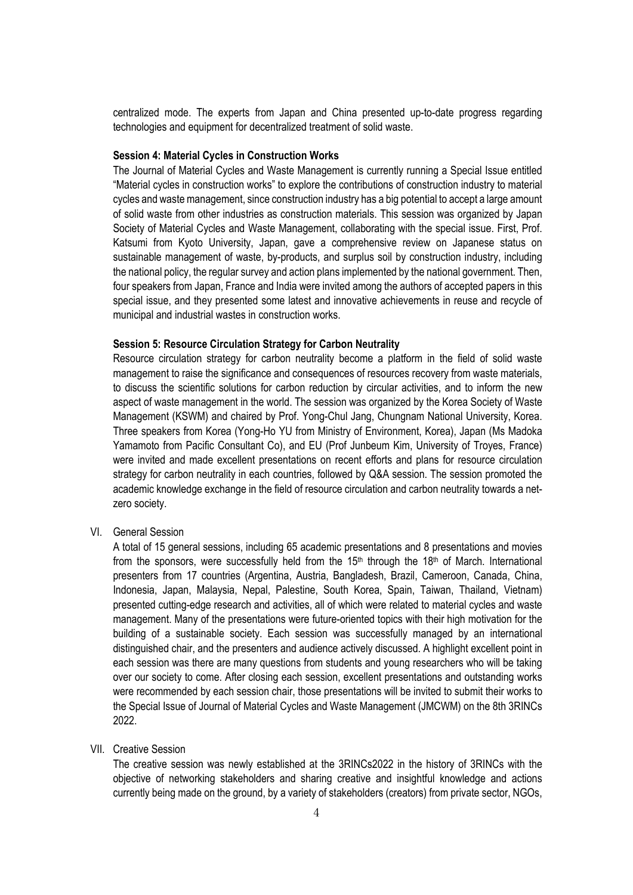centralized mode. The experts from Japan and China presented up-to-date progress regarding technologies and equipment for decentralized treatment of solid waste.

**Session 4: Material Cycles in Construction Works**

The Journal of Material Cycles and Waste Management is currently running a Special Issue entitled "Material cycles in construction works" to explore the contributions of construction industry to material cycles and waste management, since construction industry has a big potential to accept a large amount of solid waste from other industries as construction materials. This session was organized by Japan Society of Material Cycles and Waste Management, collaborating with the special issue. First, Prof. Katsumi from Kyoto University, Japan, gave a comprehensive review on Japanese status on sustainable management of waste, by-products, and surplus soil by construction industry, including the national policy, the regular survey and action plans implemented by the national government. Then, four speakers from Japan, France and India were invited among the authors of accepted papers in this special issue, and they presented some latest and innovative achievements in reuse and recycle of municipal and industrial wastes in construction works.

**Session 5: Resource Circulation Strategy for Carbon Neutrality**

Resource circulation strategy for carbon neutrality become a platform in the field of solid waste management to raise the significance and consequences of resources recovery from waste materials, to discuss the scientific solutions for carbon reduction by circular activities, and to inform the new aspect of waste management in the world. The session was organized by the Korea Society of Waste Management (KSWM) and chaired by Prof. Yong-Chul Jang, Chungnam National University, Korea. Three speakers from Korea (Yong-Ho YU from Ministry of Environment, Korea), Japan (Ms Madoka Yamamoto from Pacific Consultant Co), and EU (Prof Junbeum Kim, University of Troyes, France) were invited and made excellent presentations on recent efforts and plans for resource circulation strategy for carbon neutrality in each countries, followed by Q&A session. The session promoted the academic knowledge exchange in the field of resource circulation and carbon neutrality towards a net-zero society.

VI. General Session

A total of 15 general sessions, including 65 academic presentations and 8 presentations and movies from the sponsors, were successfully held from the 15th through the 18th of March. International presenters from 17 countries (Argentina, Austria, Bangladesh, Brazil, Cameroon, Canada, China, Indonesia, Japan, Malaysia, Nepal, Palestine, South Korea, Spain, Taiwan, Thailand, Vietnam) presented cutting-edge research and activities, all of which were related to material cycles and waste management. Many of the presentations were future-oriented topics with their high motivation for the building of a sustainable society. Each session was successfully managed by an international distinguished chair, and the presenters and audience actively discussed. A highlight excellent point in each session was there are many questions from students and young researchers who will be taking over our society to come. After closing each session, excellent presentations and outstanding works were recommended by each session chair, those presentations will be invited to submit their works to the Special Issue of Journal of Material Cycles and Waste Management (JMCWM) on the 8th 3RINCs 2022.

VII. Creative Session

The creative session was newly established at the 3RINCs2022 in the history of 3RINCs with the objective of networking stakeholders and sharing creative and insightful knowledge and actions currently being made on the ground, by a variety of stakeholders (creators) from private sector, NGOs,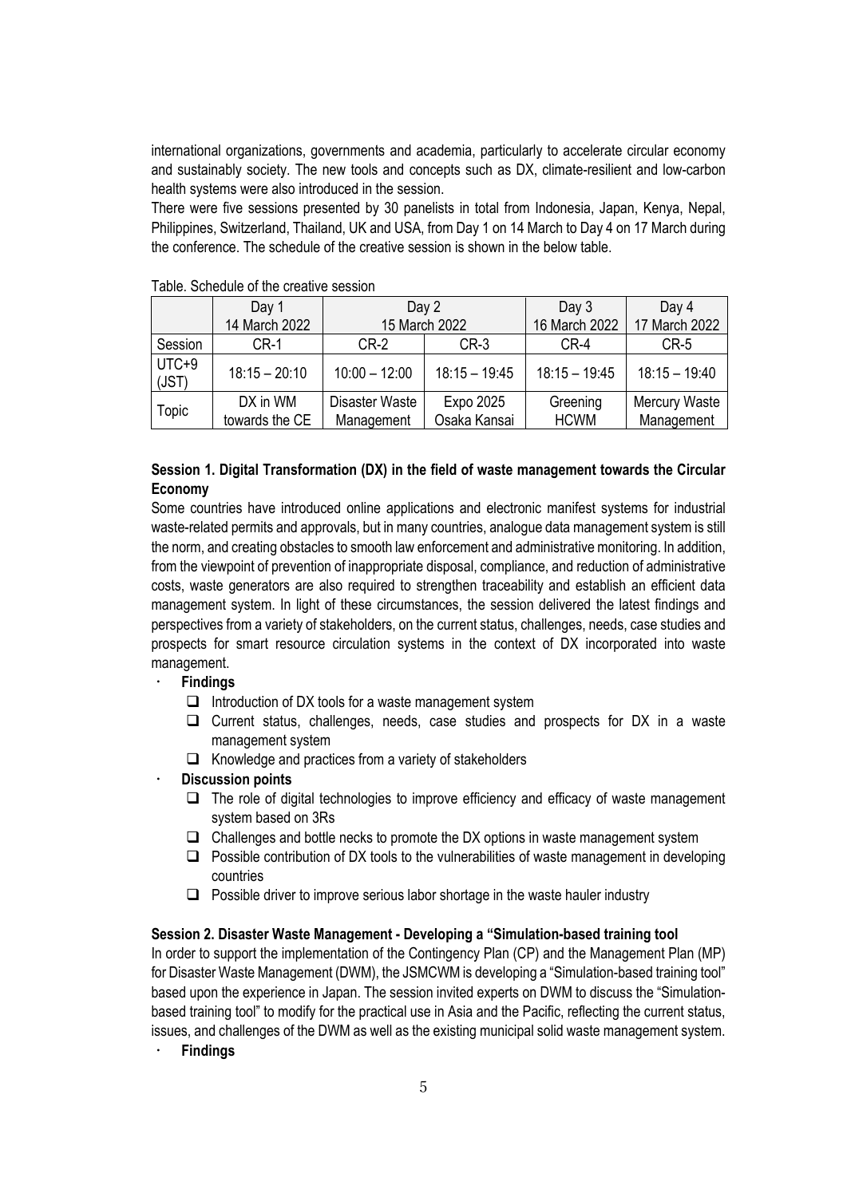international organizations, governments and academia, particularly to accelerate circular economy and sustainably society. The new tools and concepts such as DX, climate-resilient and low-carbon health systems were also introduced in the session.

There were five sessions presented by 30 panelists in total from Indonesia, Japan, Kenya, Nepal, Philippines, Switzerland, Thailand, UK and USA, from Day 1 on 14 March to Day 4 on 17 March during the conference. The schedule of the creative session is shown in the below table.

Table. Schedule of the creative session

| | Day 1<br>14 March 2022 | Day 2<br>15 March 2022 | | Day 3<br>16 March 2022 | Day 4<br>17 March 2022 |
|---|---|---|---|---|---|
| Session | CR-1 | CR-2 | CR-3 | CR-4 | CR-5 |
| UTC+9 (JST) | 18:15 – 20:10 | 10:00 – 12:00 | 18:15 – 19:45 | 18:15 – 19:45 | 18:15 – 19:40 |
| Topic | DX in WM towards the CE | Disaster Waste Management | Expo 2025 Osaka Kansai | Greening HCWM | Mercury Waste Management |

**Session 1. Digital Transformation (DX) in the field of waste management towards the Circular Economy**

Some countries have introduced online applications and electronic manifest systems for industrial waste-related permits and approvals, but in many countries, analogue data management system is still the norm, and creating obstacles to smooth law enforcement and administrative monitoring. In addition, from the viewpoint of prevention of inappropriate disposal, compliance, and reduction of administrative costs, waste generators are also required to strengthen traceability and establish an efficient data management system. In light of these circumstances, the session delivered the latest findings and perspectives from a variety of stakeholders, on the current status, challenges, needs, case studies and prospects for smart resource circulation systems in the context of DX incorporated into waste management.

- **Findings**
  - ❑ Introduction of DX tools for a waste management system
  - ❑ Current status, challenges, needs, case studies and prospects for DX in a waste management system
  - ❑ Knowledge and practices from a variety of stakeholders
- **Discussion points**
  - ❑ The role of digital technologies to improve efficiency and efficacy of waste management system based on 3Rs
  - ❑ Challenges and bottle necks to promote the DX options in waste management system
  - ❑ Possible contribution of DX tools to the vulnerabilities of waste management in developing countries
  - ❑ Possible driver to improve serious labor shortage in the waste hauler industry

**Session 2. Disaster Waste Management - Developing a "Simulation-based training tool**

In order to support the implementation of the Contingency Plan (CP) and the Management Plan (MP) for Disaster Waste Management (DWM), the JSMCWM is developing a "Simulation-based training tool" based upon the experience in Japan. The session invited experts on DWM to discuss the "Simulation-based training tool" to modify for the practical use in Asia and the Pacific, reflecting the current status, issues, and challenges of the DWM as well as the existing municipal solid waste management system.

- **Findings**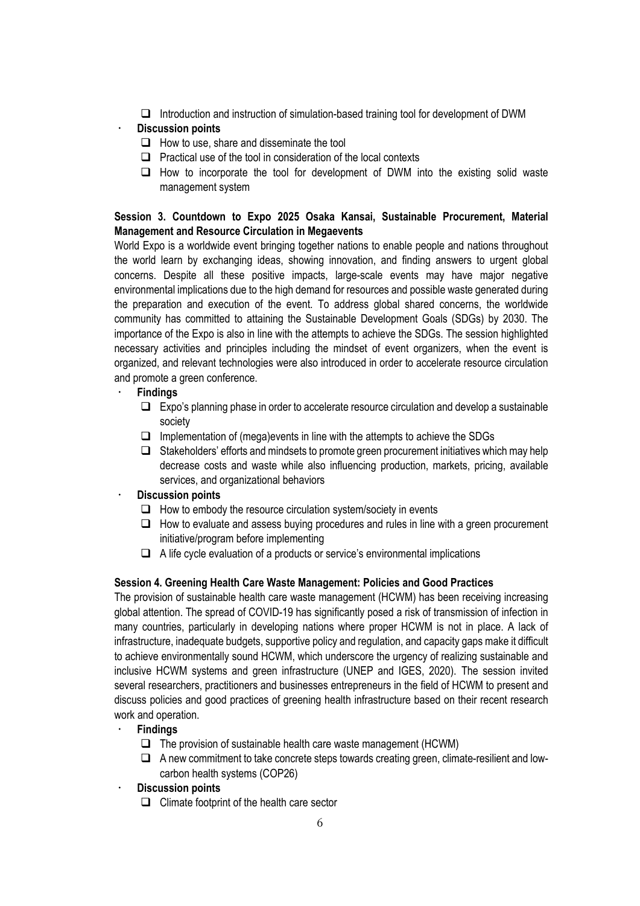- Introduction and instruction of simulation-based training tool for development of DWM

- **Discussion points**
  - How to use, share and disseminate the tool
  - Practical use of the tool in consideration of the local contexts
  - How to incorporate the tool for development of DWM into the existing solid waste management system

**Session 3. Countdown to Expo 2025 Osaka Kansai, Sustainable Procurement, Material Management and Resource Circulation in Megaevents**

World Expo is a worldwide event bringing together nations to enable people and nations throughout the world learn by exchanging ideas, showing innovation, and finding answers to urgent global concerns. Despite all these positive impacts, large-scale events may have major negative environmental implications due to the high demand for resources and possible waste generated during the preparation and execution of the event. To address global shared concerns, the worldwide community has committed to attaining the Sustainable Development Goals (SDGs) by 2030. The importance of the Expo is also in line with the attempts to achieve the SDGs. The session highlighted necessary activities and principles including the mindset of event organizers, when the event is organized, and relevant technologies were also introduced in order to accelerate resource circulation and promote a green conference.

- **Findings**
  - Expo's planning phase in order to accelerate resource circulation and develop a sustainable society
  - Implementation of (mega)events in line with the attempts to achieve the SDGs
  - Stakeholders' efforts and mindsets to promote green procurement initiatives which may help decrease costs and waste while also influencing production, markets, pricing, available services, and organizational behaviors
- **Discussion points**
  - How to embody the resource circulation system/society in events
  - How to evaluate and assess buying procedures and rules in line with a green procurement initiative/program before implementing
  - A life cycle evaluation of a products or service's environmental implications

**Session 4. Greening Health Care Waste Management: Policies and Good Practices**

The provision of sustainable health care waste management (HCWM) has been receiving increasing global attention. The spread of COVID-19 has significantly posed a risk of transmission of infection in many countries, particularly in developing nations where proper HCWM is not in place. A lack of infrastructure, inadequate budgets, supportive policy and regulation, and capacity gaps make it difficult to achieve environmentally sound HCWM, which underscore the urgency of realizing sustainable and inclusive HCWM systems and green infrastructure (UNEP and IGES, 2020). The session invited several researchers, practitioners and businesses entrepreneurs in the field of HCWM to present and discuss policies and good practices of greening health infrastructure based on their recent research work and operation.

- **Findings**
  - The provision of sustainable health care waste management (HCWM)
  - A new commitment to take concrete steps towards creating green, climate-resilient and low-carbon health systems (COP26)
- **Discussion points**
  - Climate footprint of the health care sector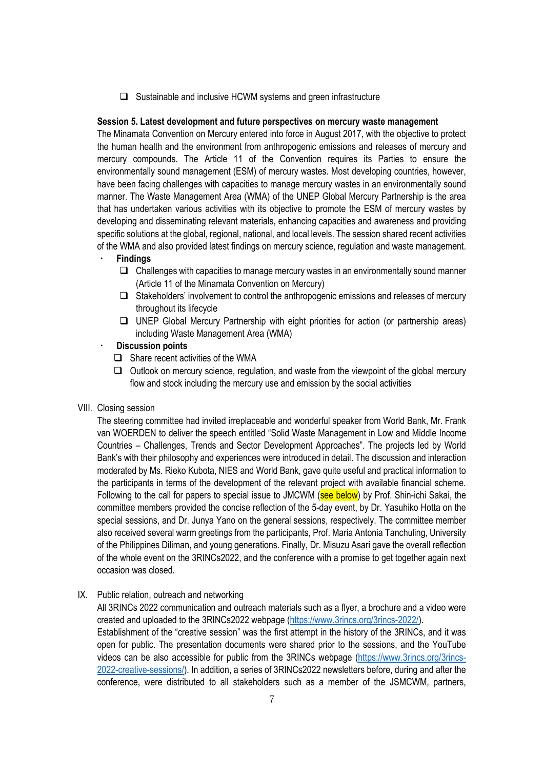- Sustainable and inclusive HCWM systems and green infrastructure

**Session 5. Latest development and future perspectives on mercury waste management**

The Minamata Convention on Mercury entered into force in August 2017, with the objective to protect the human health and the environment from anthropogenic emissions and releases of mercury and mercury compounds. The Article 11 of the Convention requires its Parties to ensure the environmentally sound management (ESM) of mercury wastes. Most developing countries, however, have been facing challenges with capacities to manage mercury wastes in an environmentally sound manner. The Waste Management Area (WMA) of the UNEP Global Mercury Partnership is the area that has undertaken various activities with its objective to promote the ESM of mercury wastes by developing and disseminating relevant materials, enhancing capacities and awareness and providing specific solutions at the global, regional, national, and local levels. The session shared recent activities of the WMA and also provided latest findings on mercury science, regulation and waste management.

- **Findings**
  - Challenges with capacities to manage mercury wastes in an environmentally sound manner (Article 11 of the Minamata Convention on Mercury)
  - Stakeholders' involvement to control the anthropogenic emissions and releases of mercury throughout its lifecycle
  - UNEP Global Mercury Partnership with eight priorities for action (or partnership areas) including Waste Management Area (WMA)
- **Discussion points**
  - Share recent activities of the WMA
  - Outlook on mercury science, regulation, and waste from the viewpoint of the global mercury flow and stock including the mercury use and emission by the social activities

VIII. Closing session

The steering committee had invited irreplaceable and wonderful speaker from World Bank, Mr. Frank van WOERDEN to deliver the speech entitled "Solid Waste Management in Low and Middle Income Countries – Challenges, Trends and Sector Development Approaches". The projects led by World Bank's with their philosophy and experiences were introduced in detail. The discussion and interaction moderated by Ms. Rieko Kubota, NIES and World Bank, gave quite useful and practical information to the participants in terms of the development of the relevant project with available financial scheme. Following to the call for papers to special issue to JMCWM (see below) by Prof. Shin-ichi Sakai, the committee members provided the concise reflection of the 5-day event, by Dr. Yasuhiko Hotta on the special sessions, and Dr. Junya Yano on the general sessions, respectively. The committee member also received several warm greetings from the participants, Prof. Maria Antonia Tanchuling, University of the Philippines Diliman, and young generations. Finally, Dr. Misuzu Asari gave the overall reflection of the whole event on the 3RINCs2022, and the conference with a promise to get together again next occasion was closed.

IX. Public relation, outreach and networking

All 3RINCs 2022 communication and outreach materials such as a flyer, a brochure and a video were created and uploaded to the 3RINCs2022 webpage (https://www.3rincs.org/3rincs-2022/).

Establishment of the "creative session" was the first attempt in the history of the 3RINCs, and it was open for public. The presentation documents were shared prior to the sessions, and the YouTube videos can be also accessible for public from the 3RINCs webpage (https://www.3rincs.org/3rincs-2022-creative-sessions/). In addition, a series of 3RINCs2022 newsletters before, during and after the conference, were distributed to all stakeholders such as a member of the JSMCWM, partners,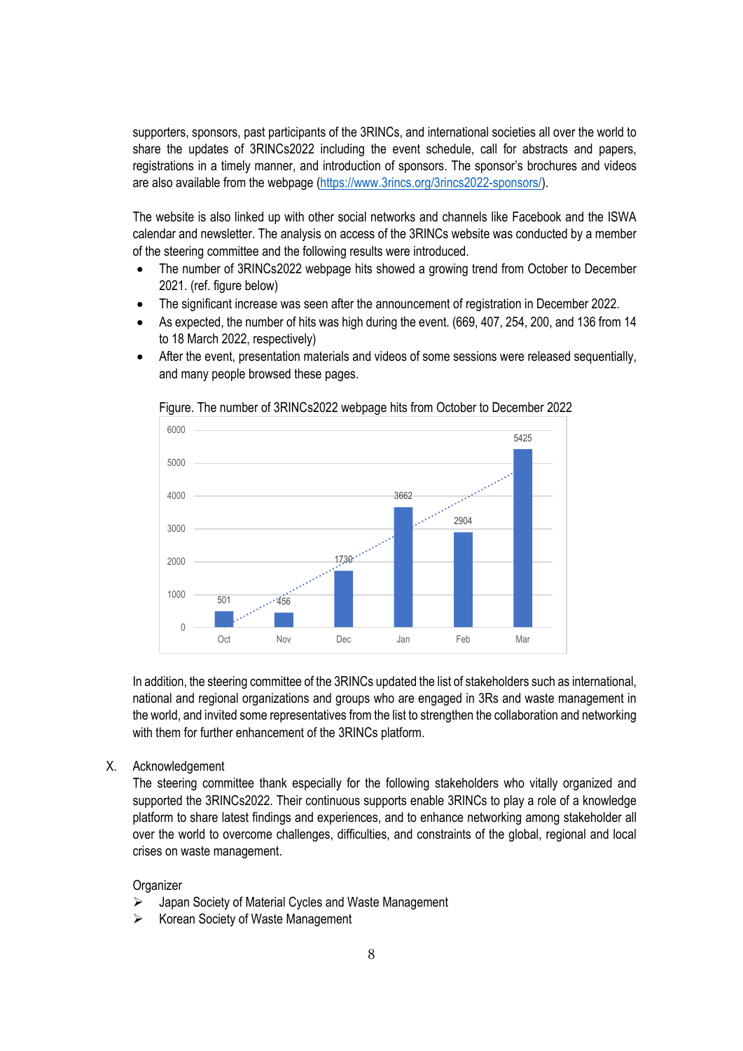supporters, sponsors, past participants of the 3RINCs, and international societies all over the world to share the updates of 3RINCs2022 including the event schedule, call for abstracts and papers, registrations in a timely manner, and introduction of sponsors. The sponsor's brochures and videos are also available from the webpage (https://www.3rincs.org/3rincs2022-sponsors/).

The website is also linked up with other social networks and channels like Facebook and the ISWA calendar and newsletter. The analysis on access of the 3RINCs website was conducted by a member of the steering committee and the following results were introduced.

- The number of 3RINCs2022 webpage hits showed a growing trend from October to December 2021. (ref. figure below)
- The significant increase was seen after the announcement of registration in December 2022.
- As expected, the number of hits was high during the event. (669, 407, 254, 200, and 136 from 14 to 18 March 2022, respectively)
- After the event, presentation materials and videos of some sessions were released sequentially, and many people browsed these pages.

Figure. The number of 3RINCs2022 webpage hits from October to December 2022

| Month | Hits |
|---|---|
| Oct | 501 |
| Nov | 456 |
| Dec | 1730 |
| Jan | 3662 |
| Feb | 2904 |
| Mar | 5425 |

In addition, the steering committee of the 3RINCs updated the list of stakeholders such as international, national and regional organizations and groups who are engaged in 3Rs and waste management in the world, and invited some representatives from the list to strengthen the collaboration and networking with them for further enhancement of the 3RINCs platform.

## X. Acknowledgement

The steering committee thank especially for the following stakeholders who vitally organized and supported the 3RINCs2022. Their continuous supports enable 3RINCs to play a role of a knowledge platform to share latest findings and experiences, and to enhance networking among stakeholder all over the world to overcome challenges, difficulties, and constraints of the global, regional and local crises on waste management.

Organizer

- Japan Society of Material Cycles and Waste Management
- Korean Society of Waste Management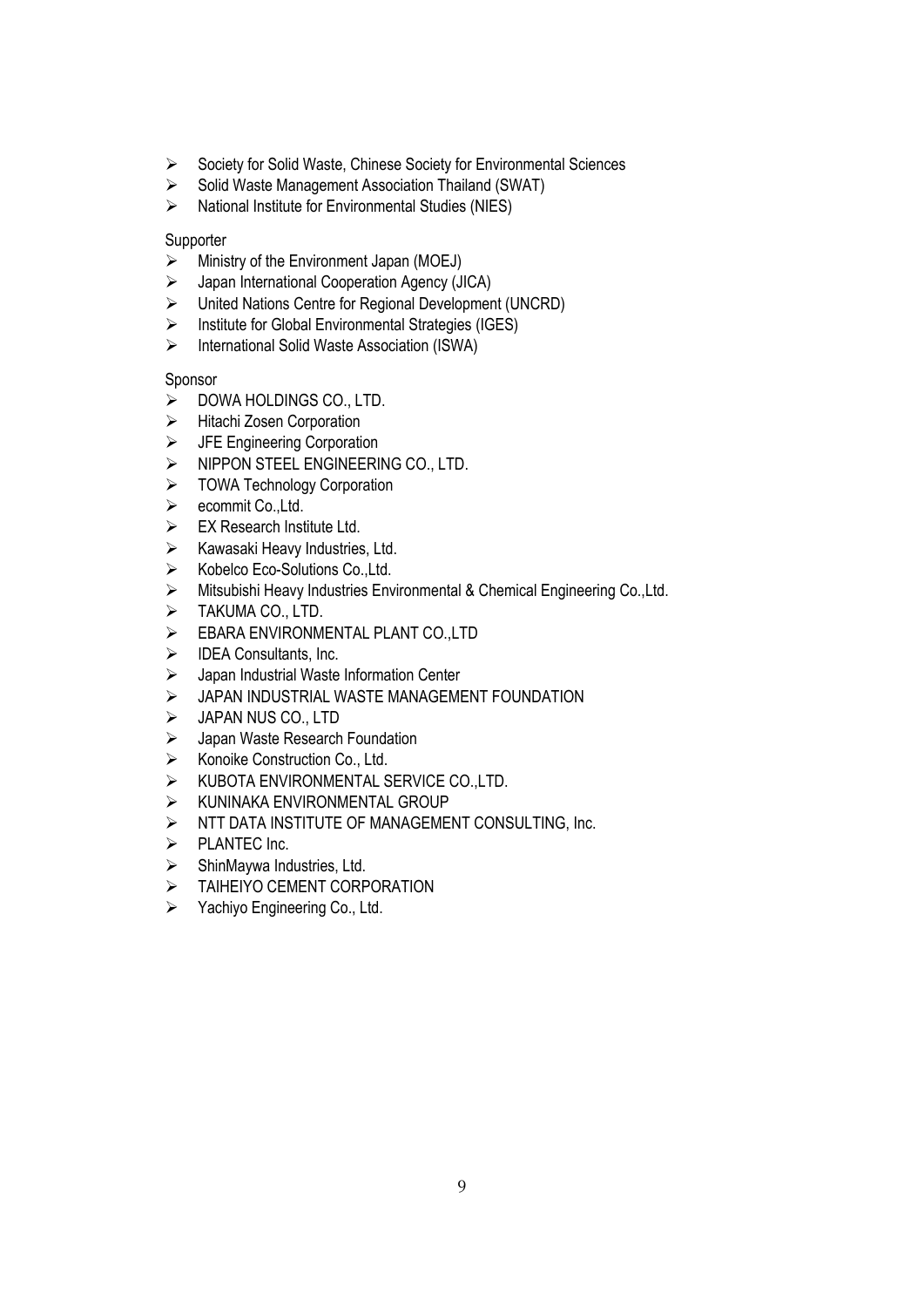- Society for Solid Waste, Chinese Society for Environmental Sciences
- Solid Waste Management Association Thailand (SWAT)
- National Institute for Environmental Studies (NIES)

Supporter

- Ministry of the Environment Japan (MOEJ)
- Japan International Cooperation Agency (JICA)
- United Nations Centre for Regional Development (UNCRD)
- Institute for Global Environmental Strategies (IGES)
- International Solid Waste Association (ISWA)

Sponsor

- DOWA HOLDINGS CO., LTD.
- Hitachi Zosen Corporation
- JFE Engineering Corporation
- NIPPON STEEL ENGINEERING CO., LTD.
- TOWA Technology Corporation
- ecommit Co.,Ltd.
- EX Research Institute Ltd.
- Kawasaki Heavy Industries, Ltd.
- Kobelco Eco-Solutions Co.,Ltd.
- Mitsubishi Heavy Industries Environmental & Chemical Engineering Co.,Ltd.
- TAKUMA CO., LTD.
- EBARA ENVIRONMENTAL PLANT CO.,LTD
- IDEA Consultants, Inc.
- Japan Industrial Waste Information Center
- JAPAN INDUSTRIAL WASTE MANAGEMENT FOUNDATION
- JAPAN NUS CO., LTD
- Japan Waste Research Foundation
- Konoike Construction Co., Ltd.
- KUBOTA ENVIRONMENTAL SERVICE CO.,LTD.
- KUNINAKA ENVIRONMENTAL GROUP
- NTT DATA INSTITUTE OF MANAGEMENT CONSULTING, Inc.
- PLANTEC Inc.
- ShinMaywa Industries, Ltd.
- TAIHEIYO CEMENT CORPORATION
- Yachiyo Engineering Co., Ltd.